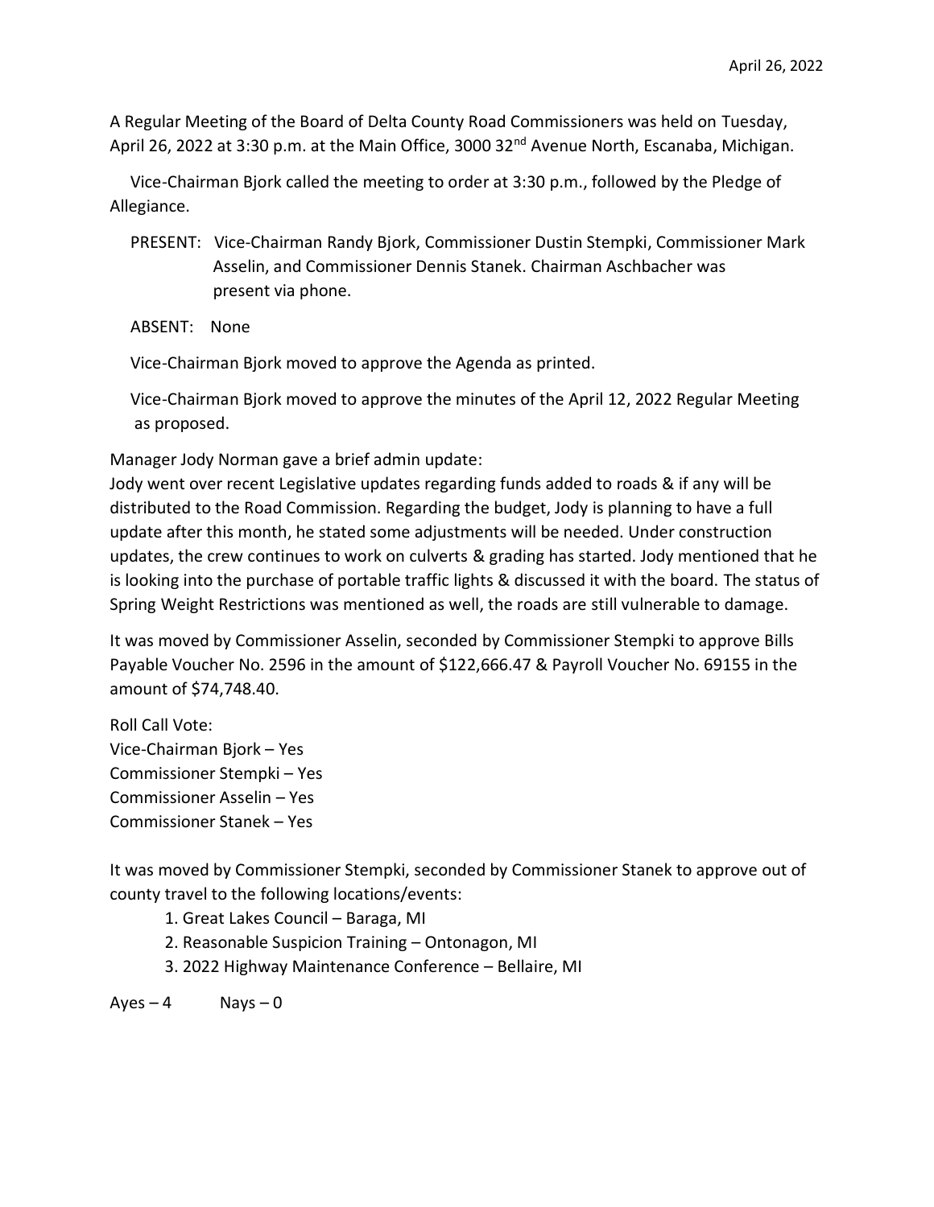April 26, 2022

A Regular Meeting of the Board of Delta County Road Commissioners was held on Tuesday, April 26, 2022 at 3:30 p.m. at the Main Office, 3000 32nd Avenue North, Escanaba, Michigan.

Vice-Chairman Bjork called the meeting to order at 3:30 p.m., followed by the Pledge of Allegiance.

PRESENT: Vice-Chairman Randy Bjork, Commissioner Dustin Stempki, Commissioner Mark Asselin, and Commissioner Dennis Stanek. Chairman Aschbacher was present via phone.

ABSENT: None

Vice-Chairman Bjork moved to approve the Agenda as printed.

Vice-Chairman Bjork moved to approve the minutes of the April 12, 2022 Regular Meeting as proposed.

Manager Jody Norman gave a brief admin update:
Jody went over recent Legislative updates regarding funds added to roads & if any will be distributed to the Road Commission. Regarding the budget, Jody is planning to have a full update after this month, he stated some adjustments will be needed. Under construction updates, the crew continues to work on culverts & grading has started. Jody mentioned that he is looking into the purchase of portable traffic lights & discussed it with the board. The status of Spring Weight Restrictions was mentioned as well, the roads are still vulnerable to damage.

It was moved by Commissioner Asselin, seconded by Commissioner Stempki to approve Bills Payable Voucher No. 2596 in the amount of $122,666.47 & Payroll Voucher No. 69155 in the amount of $74,748.40.

Roll Call Vote:
Vice-Chairman Bjork – Yes
Commissioner Stempki – Yes
Commissioner Asselin – Yes
Commissioner Stanek – Yes

It was moved by Commissioner Stempki, seconded by Commissioner Stanek to approve out of county travel to the following locations/events:

1. Great Lakes Council – Baraga, MI
2. Reasonable Suspicion Training – Ontonagon, MI
3. 2022 Highway Maintenance Conference – Bellaire, MI

Ayes – 4 Nays – 0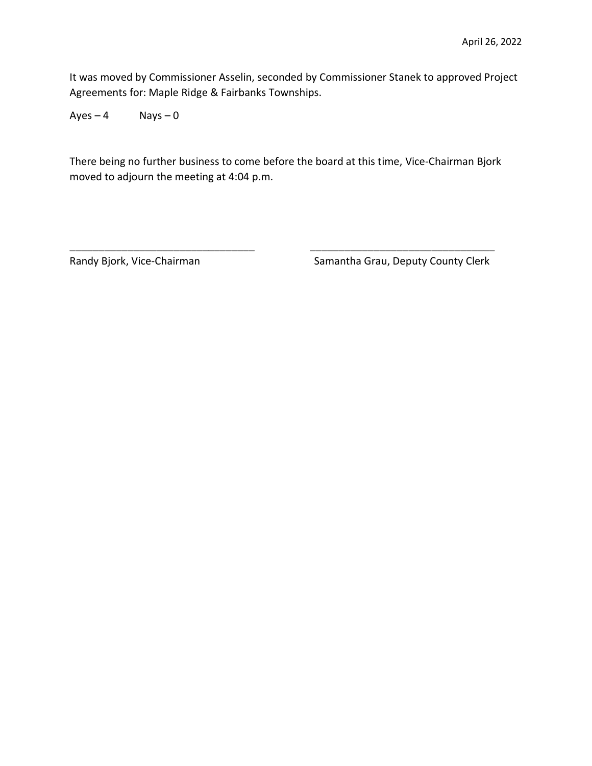April 26, 2022

It was moved by Commissioner Asselin, seconded by Commissioner Stanek to approved Project Agreements for: Maple Ridge & Fairbanks Townships.

Ayes – 4 Nays – 0

There being no further business to come before the board at this time, Vice-Chairman Bjork moved to adjourn the meeting at 4:04 p.m.

\_\_\_\_\_\_\_\_\_\_\_\_\_\_\_\_\_\_\_\_\_\_\_\_\_\_\_\_\_\_\_\_ \_\_\_\_\_\_\_\_\_\_\_\_\_\_\_\_\_\_\_\_\_\_\_\_\_\_\_\_\_\_\_\_

Randy Bjork, Vice-Chairman Samantha Grau, Deputy County Clerk